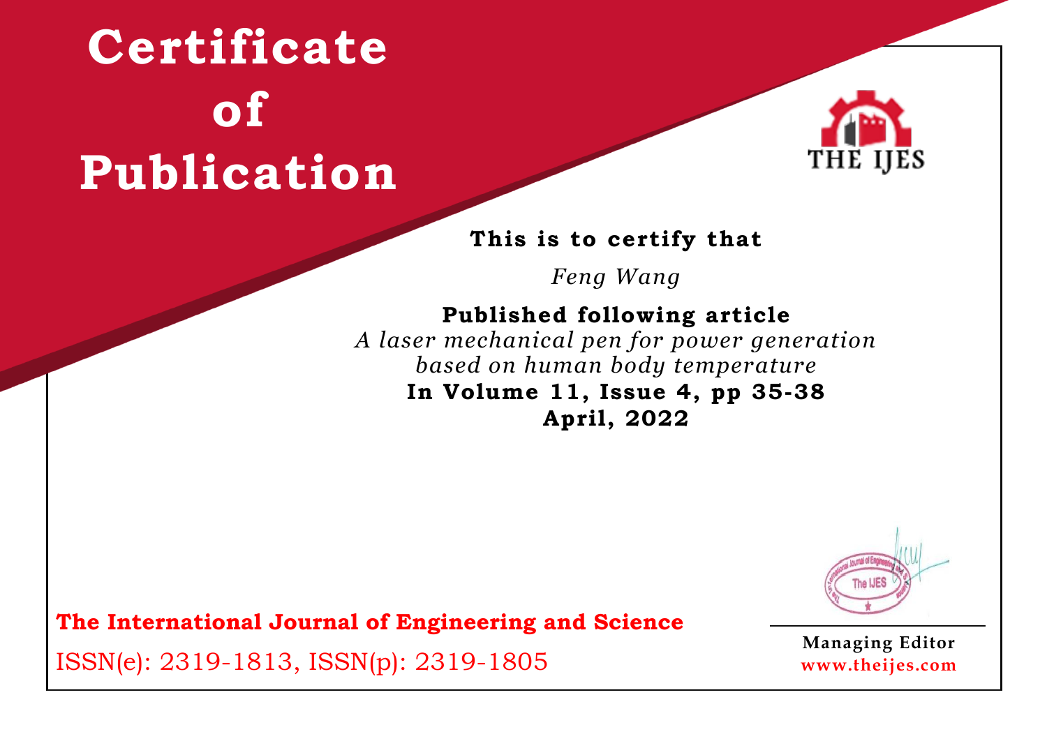# Certificate of Publication

THE IJES

**This is to certify that**

*Feng Wang*

**Published following article**

*A laser mechanical pen for power generation based on human body temperature*

**In Volume 11, Issue 4, pp 35-38**

**April, 2022**

**The International Journal of Engineering and Science**

ISSN(e): 2319-1813, ISSN(p): 2319-1805

**Managing Editor**

**www.theijes.com**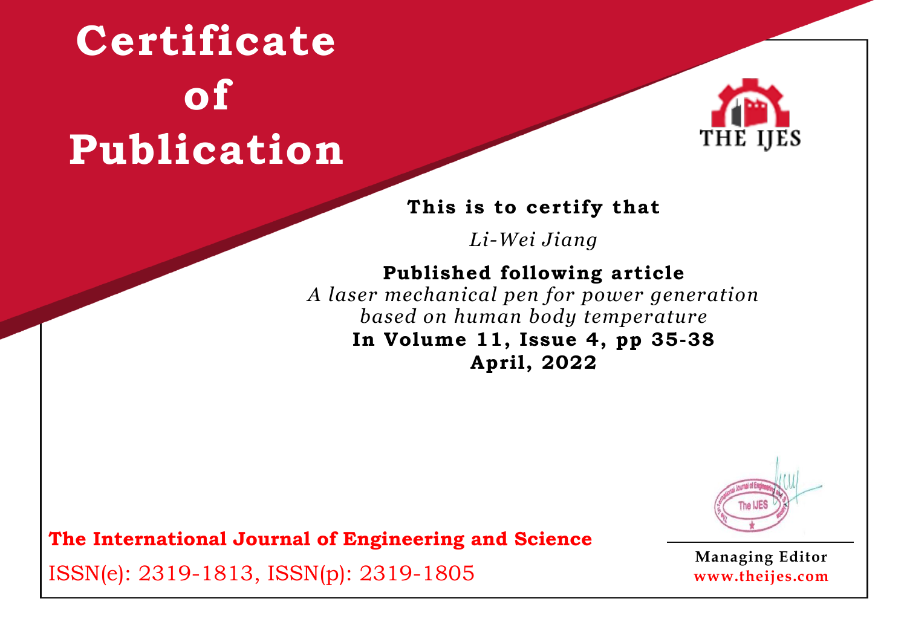# Certificate of Publication

THE IJES

**This is to certify that**

*Li-Wei Jiang*

**Published following article**

*A laser mechanical pen for power generation based on human body temperature*

**In Volume 11, Issue 4, pp 35-38**

**April, 2022**

**The International Journal of Engineering and Science**

ISSN(e): 2319-1813, ISSN(p): 2319-1805

**Managing Editor**

**www.theijes.com**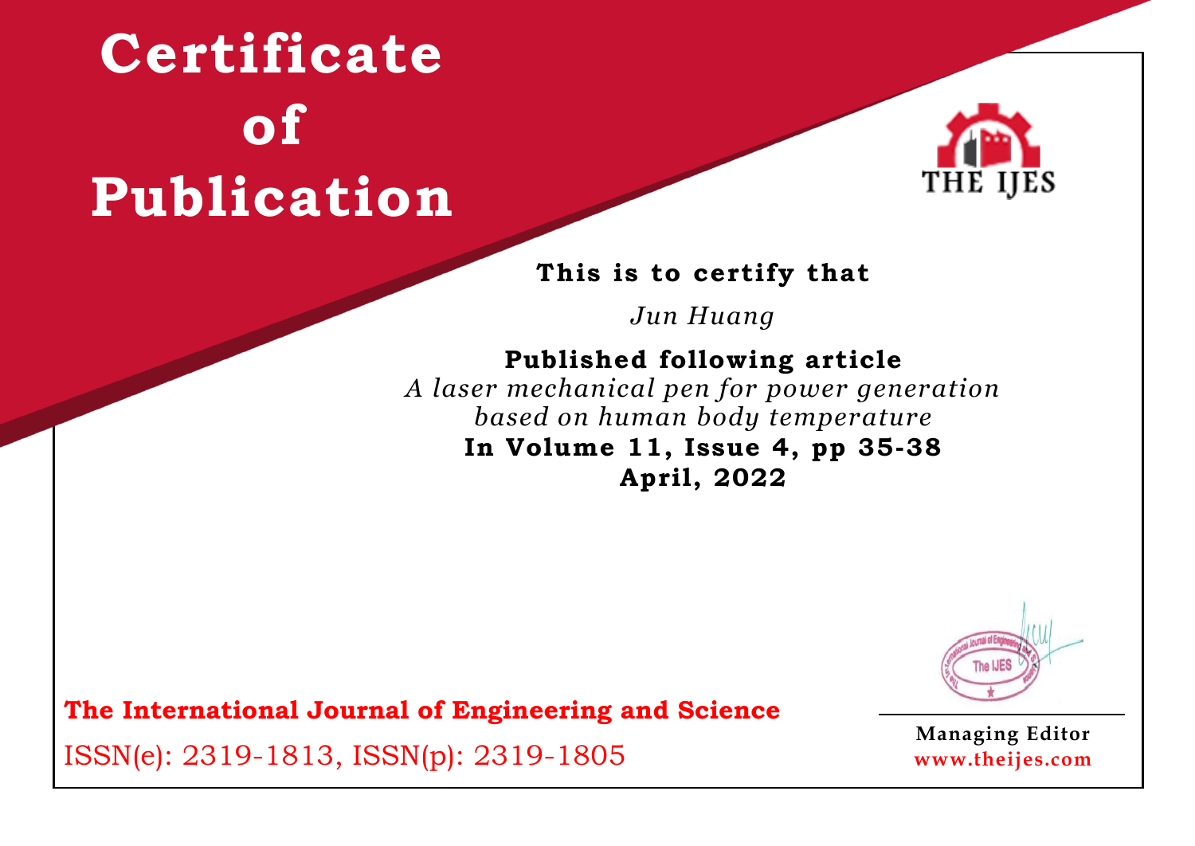# Certificate of Publication

THE IJES

**This is to certify that**

*Jun Huang*

**Published following article**

*A laser mechanical pen for power generation based on human body temperature*

**In Volume 11, Issue 4, pp 35-38**

**April, 2022**

**The International Journal of Engineering and Science**

ISSN(e): 2319-1813, ISSN(p): 2319-1805

**Managing Editor**

**www.theijes.com**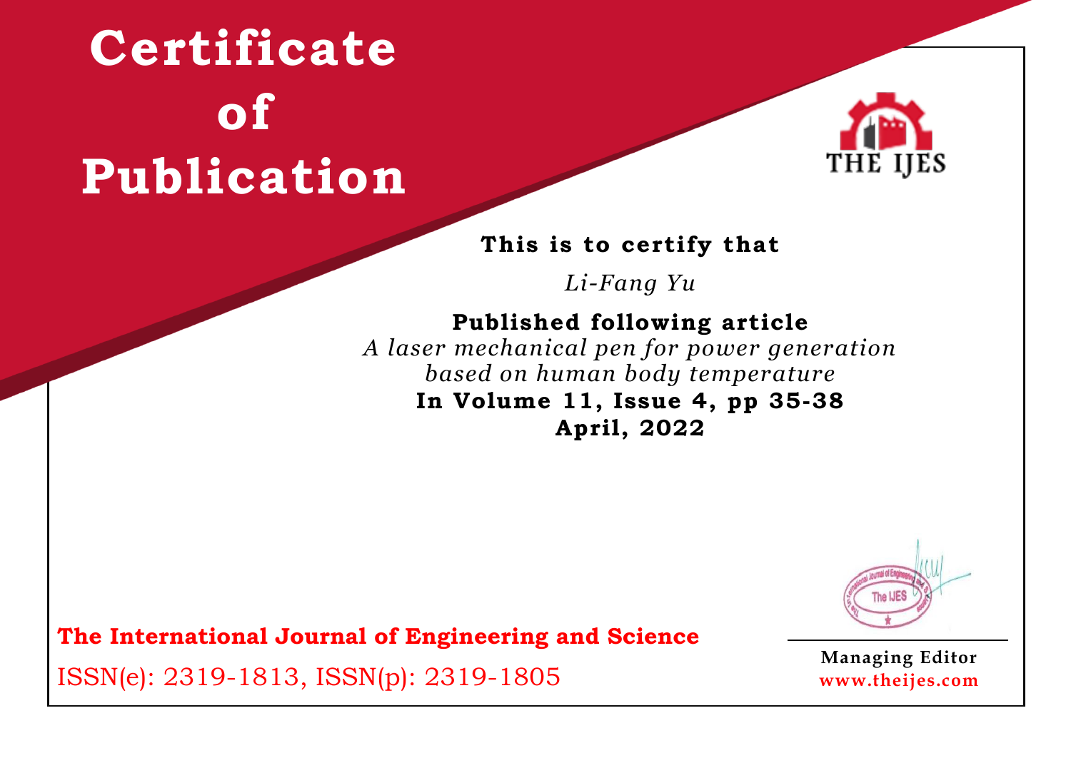# Certificate of Publication

THE IJES

**This is to certify that**

*Li-Fang Yu*

**Published following article**

*A laser mechanical pen for power generation based on human body temperature*

**In Volume 11, Issue 4, pp 35-38**

**April, 2022**

**The International Journal of Engineering and Science**

ISSN(e): 2319-1813, ISSN(p): 2319-1805

**Managing Editor**

**www.theijes.com**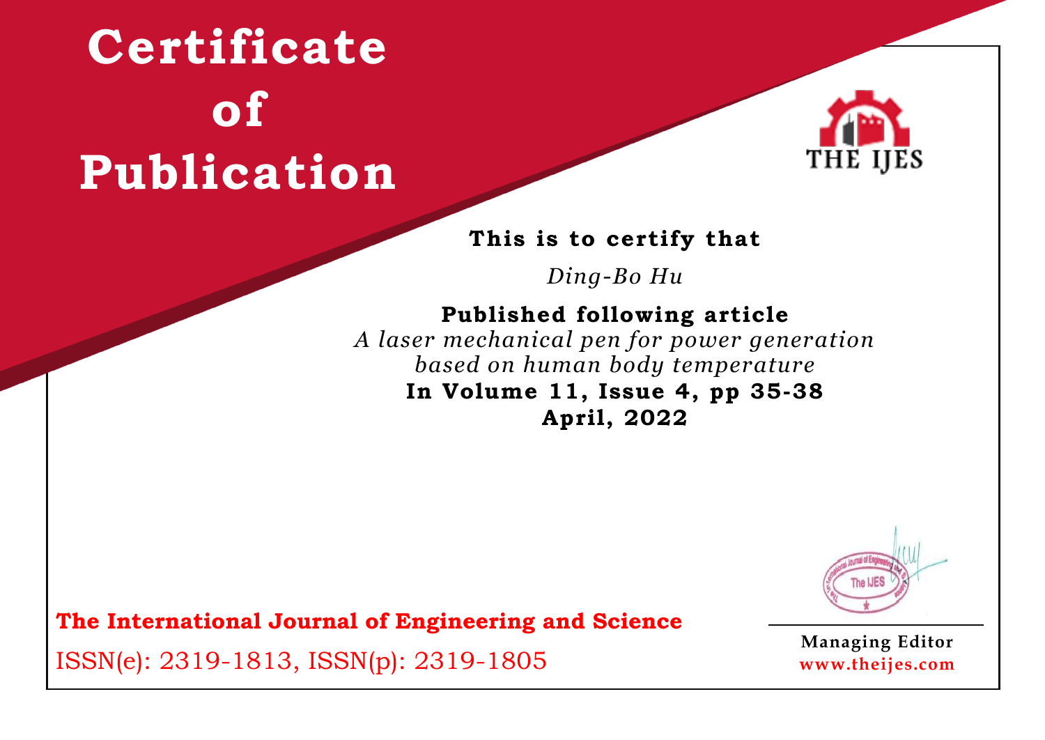# Certificate of Publication

THE IJES

**This is to certify that**

*Ding-Bo Hu*

**Published following article**

*A laser mechanical pen for power generation based on human body temperature*

**In Volume 11, Issue 4, pp 35-38**

**April, 2022**

**The International Journal of Engineering and Science**

ISSN(e): 2319-1813, ISSN(p): 2319-1805

**Managing Editor**

**www.theijes.com**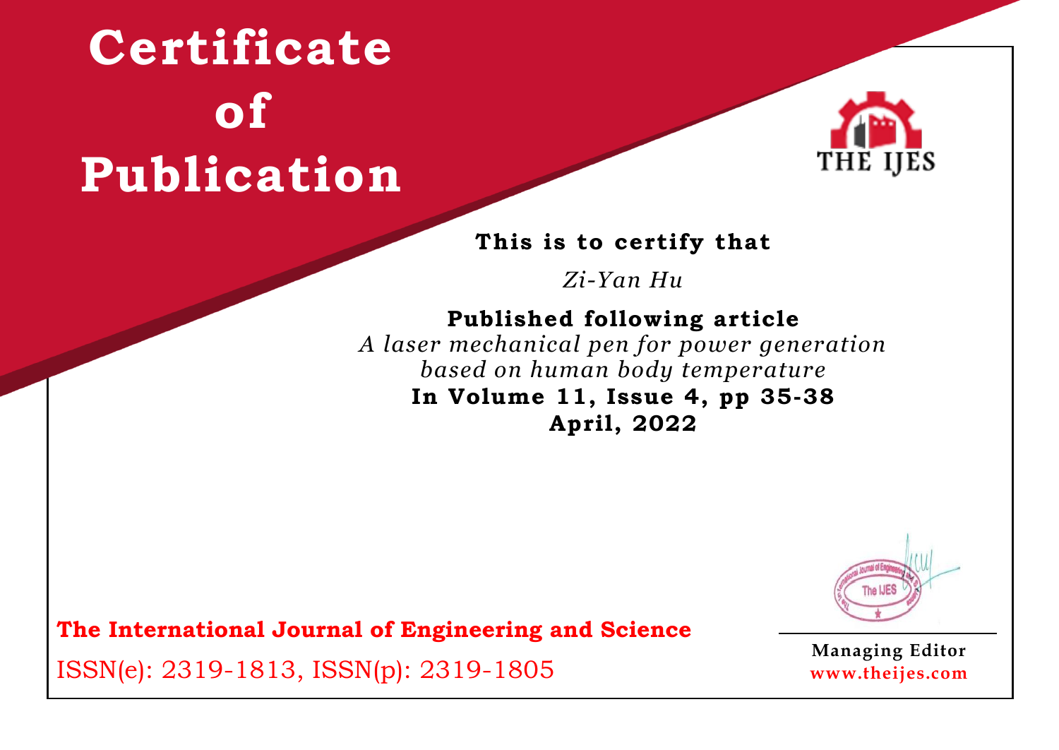# Certificate of Publication

THE IJES

**This is to certify that**

*Zi-Yan Hu*

**Published following article**

*A laser mechanical pen for power generation based on human body temperature*

**In Volume 11, Issue 4, pp 35-38**

**April, 2022**

**The International Journal of Engineering and Science**

ISSN(e): 2319-1813, ISSN(p): 2319-1805

**Managing Editor**

**www.theijes.com**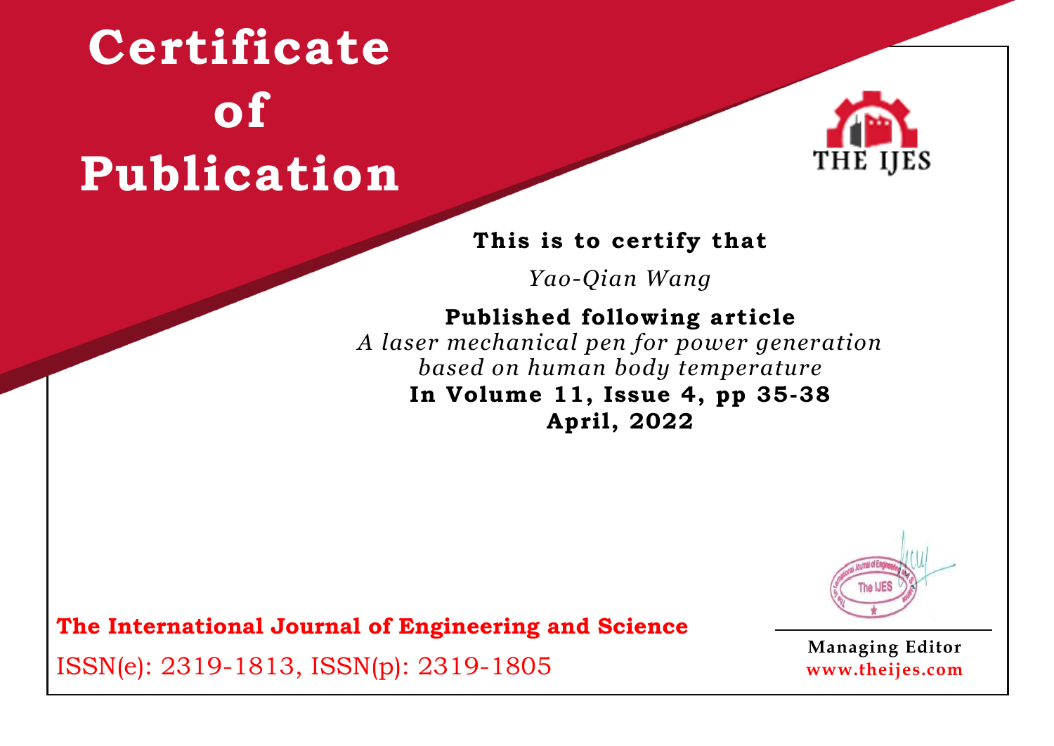# Certificate of Publication

**This is to certify that**

*Yao-Qian Wang*

**Published following article**

*A laser mechanical pen for power generation based on human body temperature*

**In Volume 11, Issue 4, pp 35-38**

**April, 2022**

**The International Journal of Engineering and Science**

ISSN(e): 2319-1813, ISSN(p): 2319-1805

**Managing Editor**

**www.theijes.com**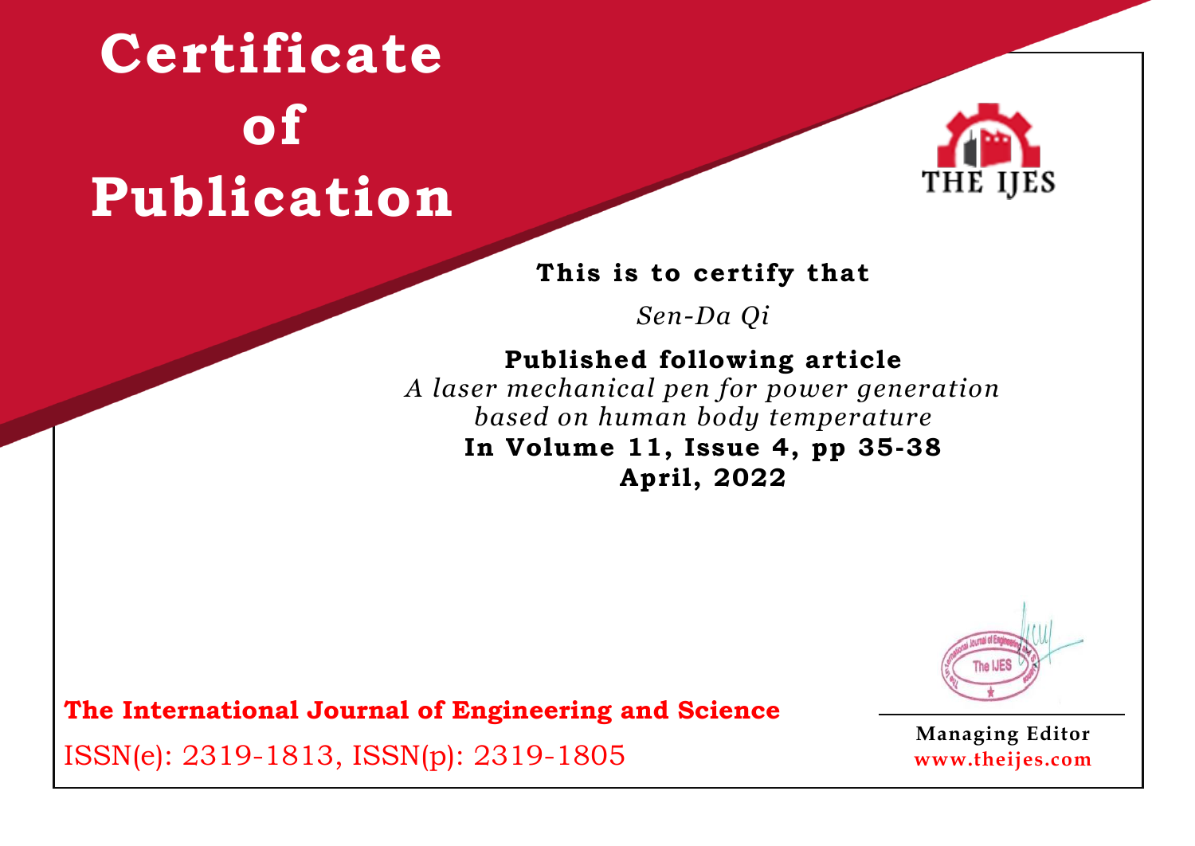# Certificate of Publication

THE IJES

**This is to certify that**

*Sen-Da Qi*

**Published following article**

*A laser mechanical pen for power generation based on human body temperature*

**In Volume 11, Issue 4, pp 35-38**

**April, 2022**

**The International Journal of Engineering and Science**

ISSN(e): 2319-1813, ISSN(p): 2319-1805

**Managing Editor**

**www.theijes.com**